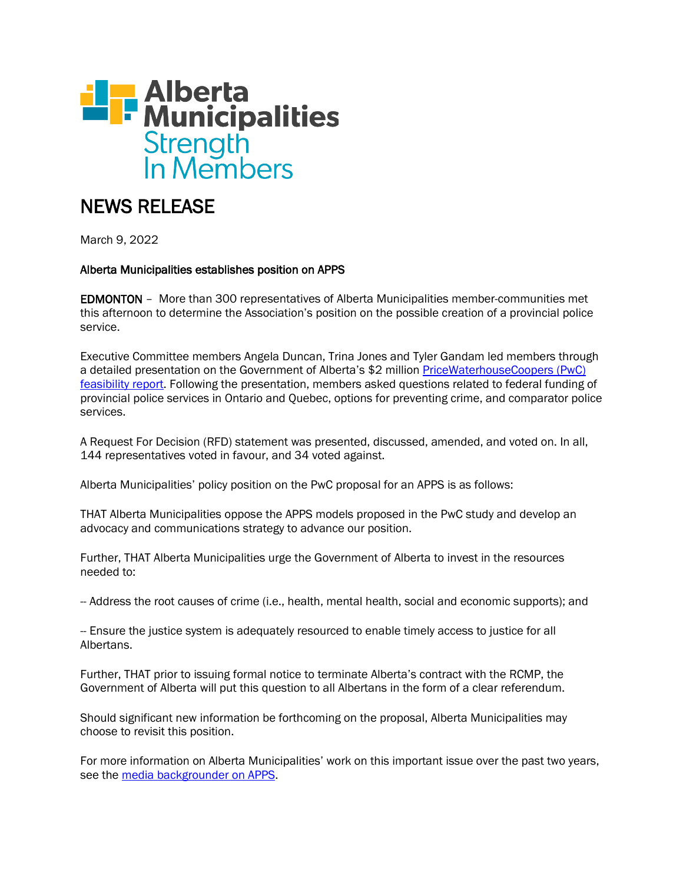Alberta Municipalities
Strength In Members

# NEWS RELEASE

March 9, 2022

**Alberta Municipalities establishes position on APPS**

**EDMONTON** – More than 300 representatives of Alberta Municipalities member-communities met this afternoon to determine the Association's position on the possible creation of a provincial police service.

Executive Committee members Angela Duncan, Trina Jones and Tyler Gandam led members through a detailed presentation on the Government of Alberta's $2 million PriceWaterhouseCoopers (PwC) feasibility report. Following the presentation, members asked questions related to federal funding of provincial police services in Ontario and Quebec, options for preventing crime, and comparator police services.

A Request For Decision (RFD) statement was presented, discussed, amended, and voted on. In all, 144 representatives voted in favour, and 34 voted against.

Alberta Municipalities' policy position on the PwC proposal for an APPS is as follows:

THAT Alberta Municipalities oppose the APPS models proposed in the PwC study and develop an advocacy and communications strategy to advance our position.

Further, THAT Alberta Municipalities urge the Government of Alberta to invest in the resources needed to:

-- Address the root causes of crime (i.e., health, mental health, social and economic supports); and

-- Ensure the justice system is adequately resourced to enable timely access to justice for all Albertans.

Further, THAT prior to issuing formal notice to terminate Alberta's contract with the RCMP, the Government of Alberta will put this question to all Albertans in the form of a clear referendum.

Should significant new information be forthcoming on the proposal, Alberta Municipalities may choose to revisit this position.

For more information on Alberta Municipalities' work on this important issue over the past two years, see the media backgrounder on APPS.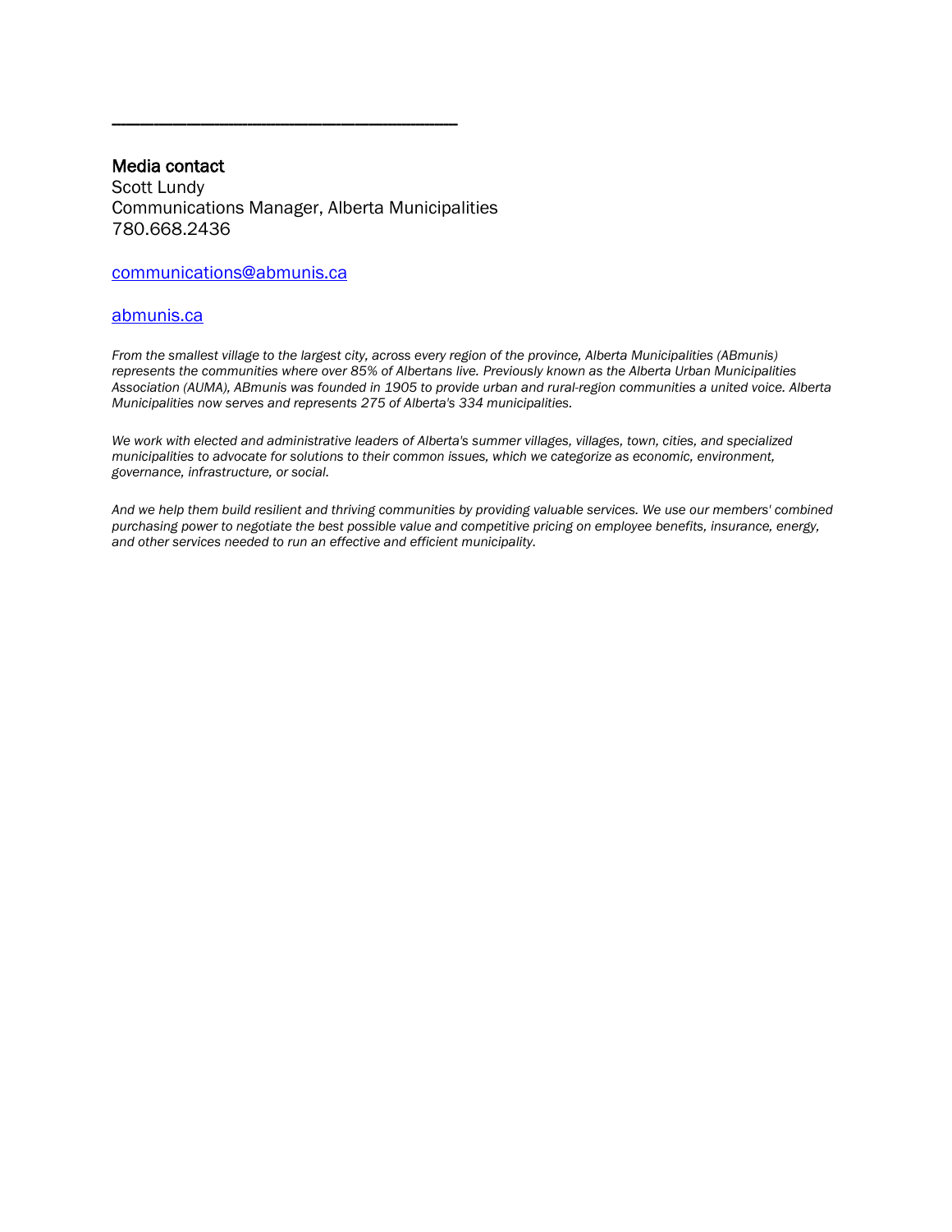___________________________________

**Media contact**
Scott Lundy
Communications Manager, Alberta Municipalities
780.668.2436

[communications@abmunis.ca](mailto:communications@abmunis.ca)

[abmunis.ca](https://abmunis.ca)

*From the smallest village to the largest city, across every region of the province, Alberta Municipalities (ABmunis) represents the communities where over 85% of Albertans live. Previously known as the Alberta Urban Municipalities Association (AUMA), ABmunis was founded in 1905 to provide urban and rural-region communities a united voice. Alberta Municipalities now serves and represents 275 of Alberta's 334 municipalities.*

*We work with elected and administrative leaders of Alberta's summer villages, villages, town, cities, and specialized municipalities to advocate for solutions to their common issues, which we categorize as economic, environment, governance, infrastructure, or social.*

*And we help them build resilient and thriving communities by providing valuable services. We use our members' combined purchasing power to negotiate the best possible value and competitive pricing on employee benefits, insurance, energy, and other services needed to run an effective and efficient municipality.*